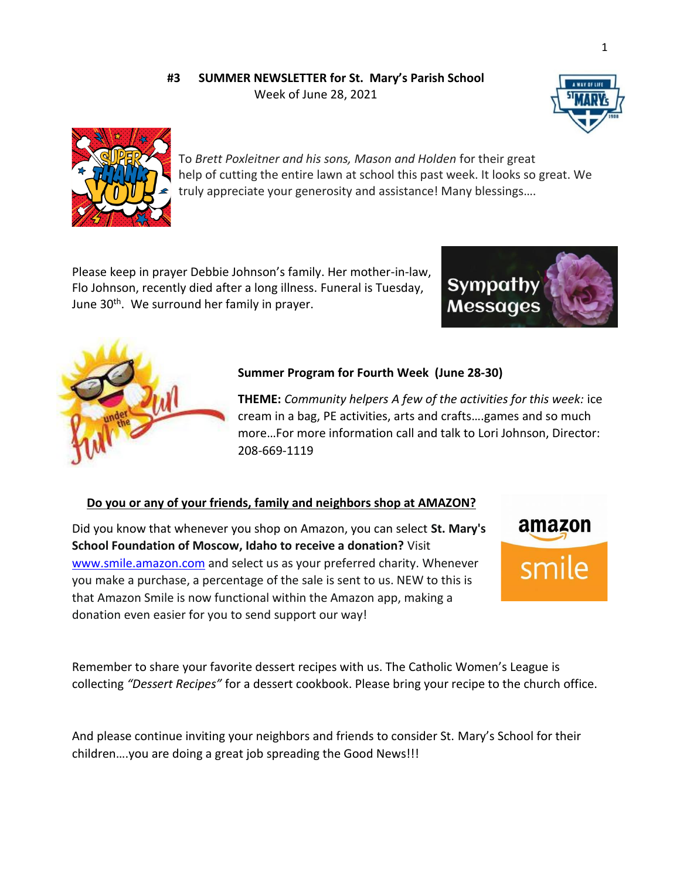**#3 SUMMER NEWSLETTER for St. Mary's Parish School**
Week of June 28, 2021

To *Brett Poxleitner and his sons, Mason and Holden* for their great help of cutting the entire lawn at school this past week. It looks so great. We truly appreciate your generosity and assistance! Many blessings….

Please keep in prayer Debbie Johnson's family. Her mother-in-law, Flo Johnson, recently died after a long illness. Funeral is Tuesday, June 30th. We surround her family in prayer.

**Summer Program for Fourth Week (June 28-30)**

**THEME:** *Community helpers A few of the activities for this week:* ice cream in a bag, PE activities, arts and crafts….games and so much more…For more information call and talk to Lori Johnson, Director: 208-669-1119

**Do you or any of your friends, family and neighbors shop at AMAZON?**

Did you know that whenever you shop on Amazon, you can select **St. Mary's School Foundation of Moscow, Idaho to receive a donation?** Visit www.smile.amazon.com and select us as your preferred charity. Whenever you make a purchase, a percentage of the sale is sent to us. NEW to this is that Amazon Smile is now functional within the Amazon app, making a donation even easier for you to send support our way!

Remember to share your favorite dessert recipes with us. The Catholic Women's League is collecting *"Dessert Recipes"* for a dessert cookbook. Please bring your recipe to the church office.

And please continue inviting your neighbors and friends to consider St. Mary's School for their children….you are doing a great job spreading the Good News!!!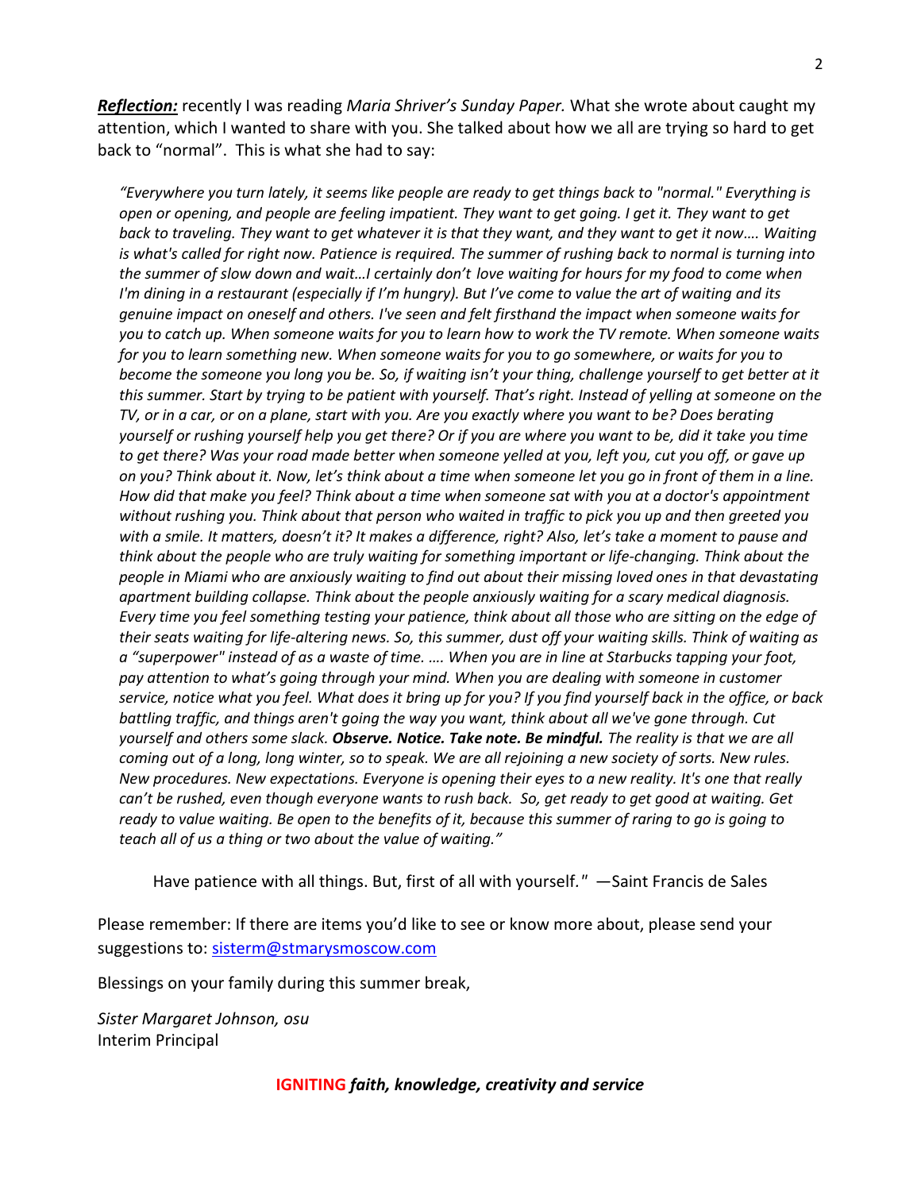***Reflection:*** recently I was reading *Maria Shriver's Sunday Paper.* What she wrote about caught my attention, which I wanted to share with you. She talked about how we all are trying so hard to get back to "normal". This is what she had to say:

> *"Everywhere you turn lately, it seems like people are ready to get things back to "normal." Everything is open or opening, and people are feeling impatient. They want to get going. I get it. They want to get back to traveling. They want to get whatever it is that they want, and they want to get it now…. Waiting is what's called for right now. Patience is required. The summer of rushing back to normal is turning into the summer of slow down and wait…I certainly don't love waiting for hours for my food to come when I'm dining in a restaurant (especially if I'm hungry). But I've come to value the art of waiting and its genuine impact on oneself and others. I've seen and felt firsthand the impact when someone waits for you to catch up. When someone waits for you to learn how to work the TV remote. When someone waits for you to learn something new. When someone waits for you to go somewhere, or waits for you to become the someone you long you be. So, if waiting isn't your thing, challenge yourself to get better at it this summer. Start by trying to be patient with yourself. That's right. Instead of yelling at someone on the TV, or in a car, or on a plane, start with you. Are you exactly where you want to be? Does berating yourself or rushing yourself help you get there? Or if you are where you want to be, did it take you time to get there? Was your road made better when someone yelled at you, left you, cut you off, or gave up on you? Think about it. Now, let's think about a time when someone let you go in front of them in a line. How did that make you feel? Think about a time when someone sat with you at a doctor's appointment without rushing you. Think about that person who waited in traffic to pick you up and then greeted you with a smile. It matters, doesn't it? It makes a difference, right? Also, let's take a moment to pause and think about the people who are truly waiting for something important or life-changing. Think about the people in Miami who are anxiously waiting to find out about their missing loved ones in that devastating apartment building collapse. Think about the people anxiously waiting for a scary medical diagnosis. Every time you feel something testing your patience, think about all those who are sitting on the edge of their seats waiting for life-altering news. So, this summer, dust off your waiting skills. Think of waiting as a "superpower" instead of as a waste of time. …. When you are in line at Starbucks tapping your foot, pay attention to what's going through your mind. When you are dealing with someone in customer service, notice what you feel. What does it bring up for you? If you find yourself back in the office, or back battling traffic, and things aren't going the way you want, think about all we've gone through. Cut yourself and others some slack.* ***Observe. Notice. Take note. Be mindful.*** *The reality is that we are all coming out of a long, long winter, so to speak. We are all rejoining a new society of sorts. New rules. New procedures. New expectations. Everyone is opening their eyes to a new reality. It's one that really can't be rushed, even though everyone wants to rush back. So, get ready to get good at waiting. Get ready to value waiting. Be open to the benefits of it, because this summer of raring to go is going to teach all of us a thing or two about the value of waiting."*

Have patience with all things. But, first of all with yourself." —Saint Francis de Sales

Please remember: If there are items you'd like to see or know more about, please send your suggestions to: sisterm@stmarysmoscow.com

Blessings on your family during this summer break,

*Sister Margaret Johnson, osu*
Interim Principal

**IGNITING *faith, knowledge, creativity and service***